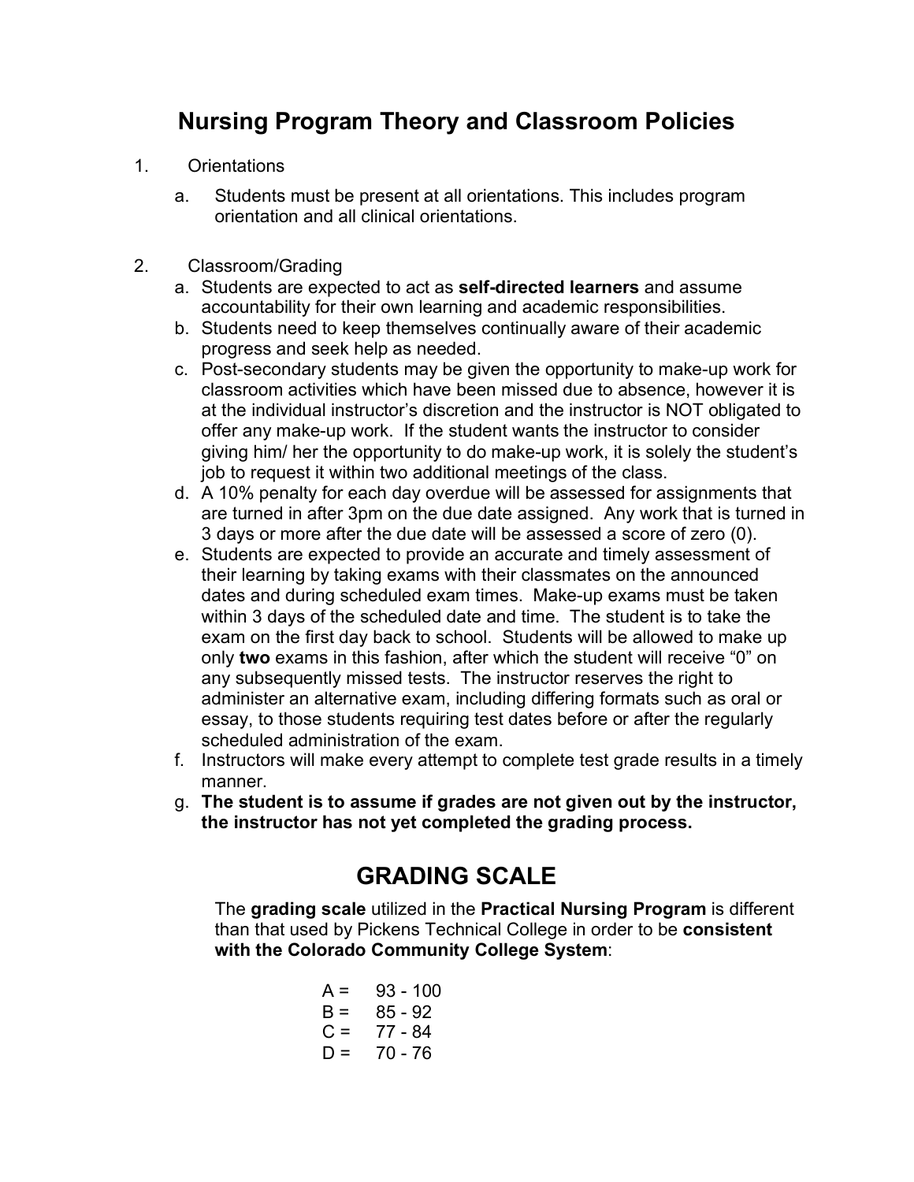# Nursing Program Theory and Classroom Policies

1. Orientations

   a. Students must be present at all orientations. This includes program orientation and all clinical orientations.

2. Classroom/Grading

   a. Students are expected to act as **self-directed learners** and assume accountability for their own learning and academic responsibilities.

   b. Students need to keep themselves continually aware of their academic progress and seek help as needed.

   c. Post-secondary students may be given the opportunity to make-up work for classroom activities which have been missed due to absence, however it is at the individual instructor's discretion and the instructor is NOT obligated to offer any make-up work. If the student wants the instructor to consider giving him/ her the opportunity to do make-up work, it is solely the student's job to request it within two additional meetings of the class.

   d. A 10% penalty for each day overdue will be assessed for assignments that are turned in after 3pm on the due date assigned. Any work that is turned in 3 days or more after the due date will be assessed a score of zero (0).

   e. Students are expected to provide an accurate and timely assessment of their learning by taking exams with their classmates on the announced dates and during scheduled exam times. Make-up exams must be taken within 3 days of the scheduled date and time. The student is to take the exam on the first day back to school. Students will be allowed to make up only **two** exams in this fashion, after which the student will receive "0" on any subsequently missed tests. The instructor reserves the right to administer an alternative exam, including differing formats such as oral or essay, to those students requiring test dates before or after the regularly scheduled administration of the exam.

   f. Instructors will make every attempt to complete test grade results in a timely manner.

   g. **The student is to assume if grades are not given out by the instructor, the instructor has not yet completed the grading process.**

## GRADING SCALE

The **grading scale** utilized in the **Practical Nursing Program** is different than that used by Pickens Technical College in order to be **consistent with the Colorado Community College System**:

A = 93 - 100
B = 85 - 92
C = 77 - 84
D = 70 - 76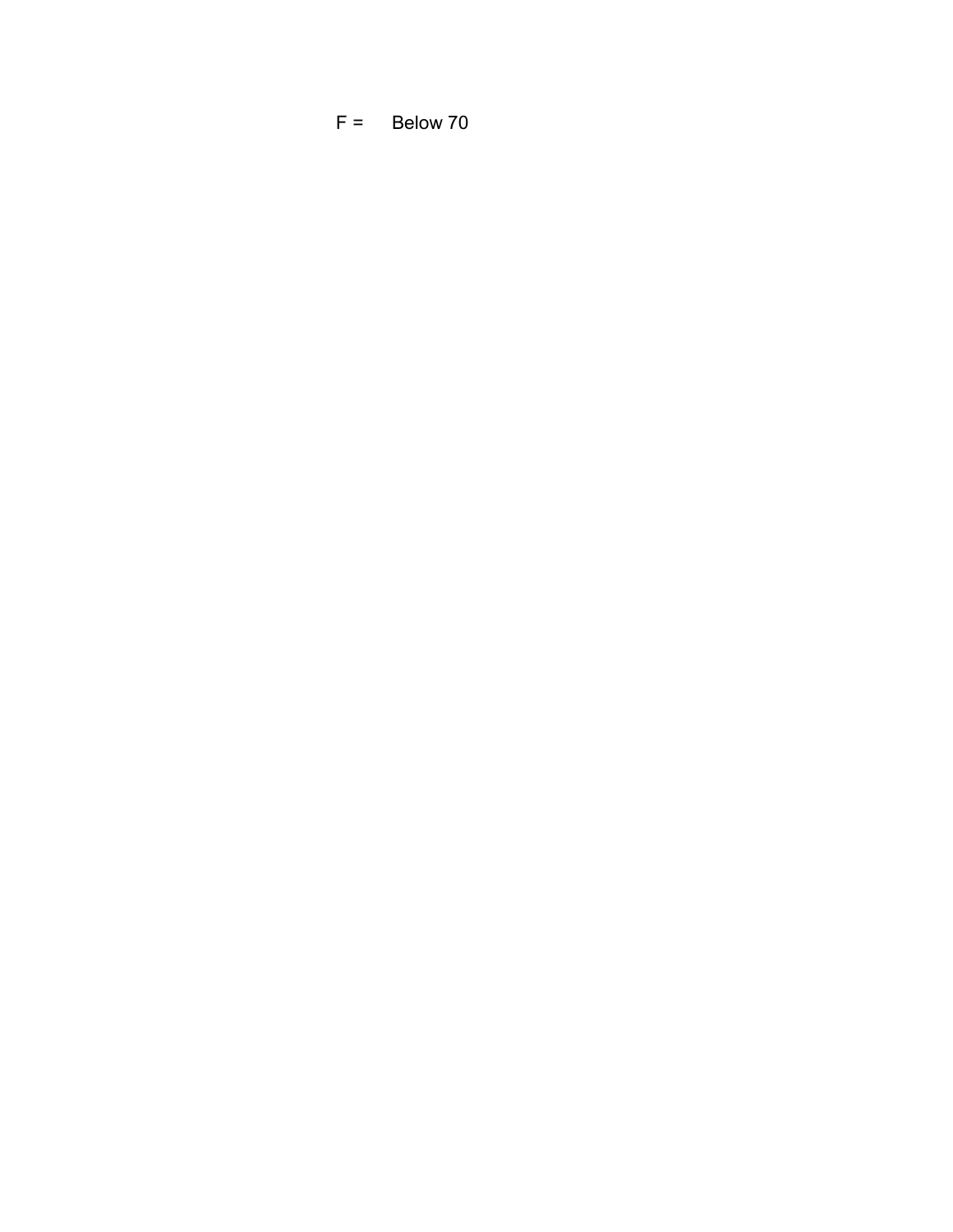F = Below 70